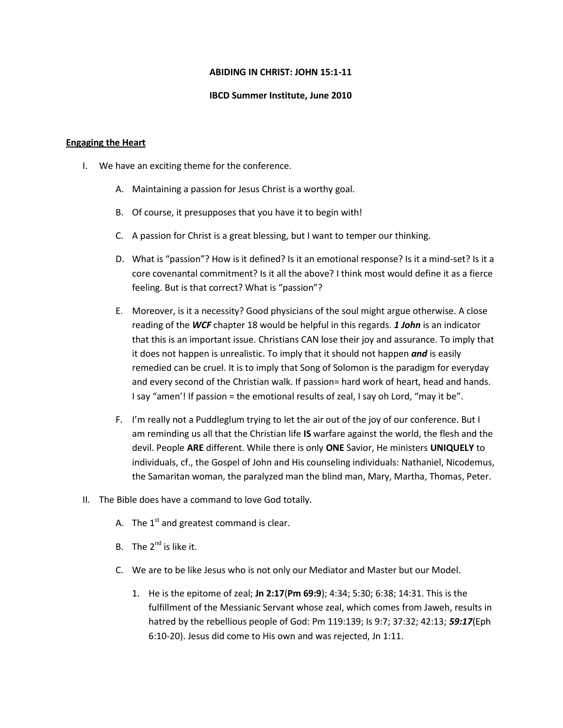**ABIDING IN CHRIST: JOHN 15:1-11**

**IBCD Summer Institute, June 2010**

**Engaging the Heart**

I. We have an exciting theme for the conference.

   A. Maintaining a passion for Jesus Christ is a worthy goal.

   B. Of course, it presupposes that you have it to begin with!

   C. A passion for Christ is a great blessing, but I want to temper our thinking.

   D. What is "passion"? How is it defined? Is it an emotional response? Is it a mind-set? Is it a core covenantal commitment? Is it all the above? I think most would define it as a fierce feeling. But is that correct? What is "passion"?

   E. Moreover, is it a necessity? Good physicians of the soul might argue otherwise. A close reading of the ***WCF*** chapter 18 would be helpful in this regards. ***1 John*** is an indicator that this is an important issue. Christians CAN lose their joy and assurance. To imply that it does not happen is unrealistic. To imply that it should not happen ***and*** is easily remedied can be cruel. It is to imply that Song of Solomon is the paradigm for everyday and every second of the Christian walk. If passion= hard work of heart, head and hands. I say "amen'! If passion = the emotional results of zeal, I say oh Lord, "may it be".

   F. I'm really not a Puddleglum trying to let the air out of the joy of our conference. But I am reminding us all that the Christian life **IS** warfare against the world, the flesh and the devil. People **ARE** different. While there is only **ONE** Savior, He ministers **UNIQUELY** to individuals, cf., the Gospel of John and His counseling individuals: Nathaniel, Nicodemus, the Samaritan woman, the paralyzed man the blind man, Mary, Martha, Thomas, Peter.

II. The Bible does have a command to love God totally.

   A. The 1st and greatest command is clear.

   B. The 2nd is like it.

   C. We are to be like Jesus who is not only our Mediator and Master but our Model.

      1. He is the epitome of zeal; **Jn 2:17**(**Pm 69:9**); 4:34; 5:30; 6:38; 14:31. This is the fulfillment of the Messianic Servant whose zeal, which comes from Jaweh, results in hatred by the rebellious people of God: Pm 119:139; Is 9:7; 37:32; 42:13; ***59:17***(Eph 6:10-20). Jesus did come to His own and was rejected, Jn 1:11.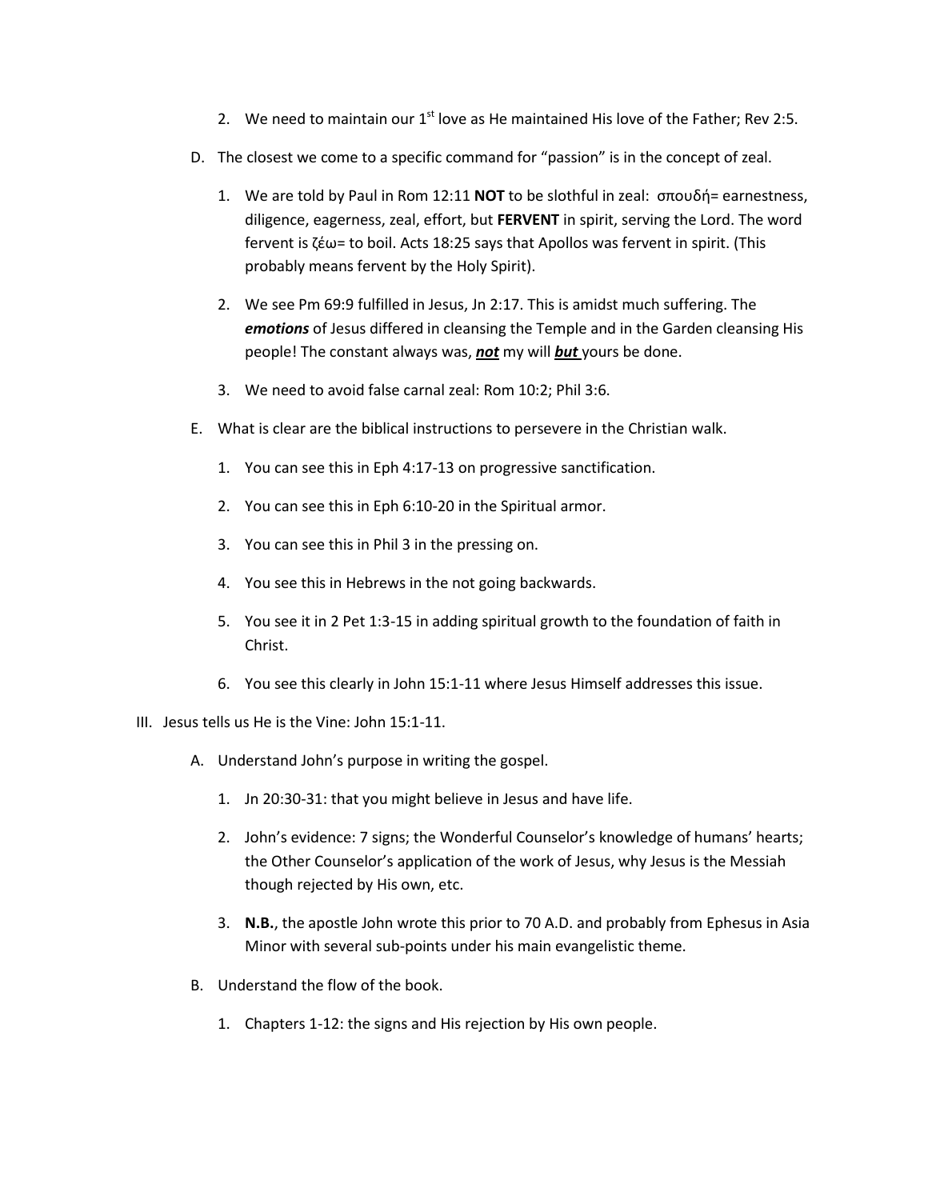2. We need to maintain our 1st love as He maintained His love of the Father; Rev 2:5.

D. The closest we come to a specific command for "passion" is in the concept of zeal.

1. We are told by Paul in Rom 12:11 **NOT** to be slothful in zeal: σπουδή= earnestness, diligence, eagerness, zeal, effort, but **FERVENT** in spirit, serving the Lord. The word fervent is ζέω= to boil. Acts 18:25 says that Apollos was fervent in spirit. (This probably means fervent by the Holy Spirit).

2. We see Pm 69:9 fulfilled in Jesus, Jn 2:17. This is amidst much suffering. The ***emotions*** of Jesus differed in cleansing the Temple and in the Garden cleansing His people! The constant always was, ***not*** my will ***but*** yours be done.

3. We need to avoid false carnal zeal: Rom 10:2; Phil 3:6.

E. What is clear are the biblical instructions to persevere in the Christian walk.

1. You can see this in Eph 4:17-13 on progressive sanctification.

2. You can see this in Eph 6:10-20 in the Spiritual armor.

3. You can see this in Phil 3 in the pressing on.

4. You see this in Hebrews in the not going backwards.

5. You see it in 2 Pet 1:3-15 in adding spiritual growth to the foundation of faith in Christ.

6. You see this clearly in John 15:1-11 where Jesus Himself addresses this issue.

III. Jesus tells us He is the Vine: John 15:1-11.

A. Understand John's purpose in writing the gospel.

1. Jn 20:30-31: that you might believe in Jesus and have life.

2. John's evidence: 7 signs; the Wonderful Counselor's knowledge of humans' hearts; the Other Counselor's application of the work of Jesus, why Jesus is the Messiah though rejected by His own, etc.

3. **N.B.**, the apostle John wrote this prior to 70 A.D. and probably from Ephesus in Asia Minor with several sub-points under his main evangelistic theme.

B. Understand the flow of the book.

1. Chapters 1-12: the signs and His rejection by His own people.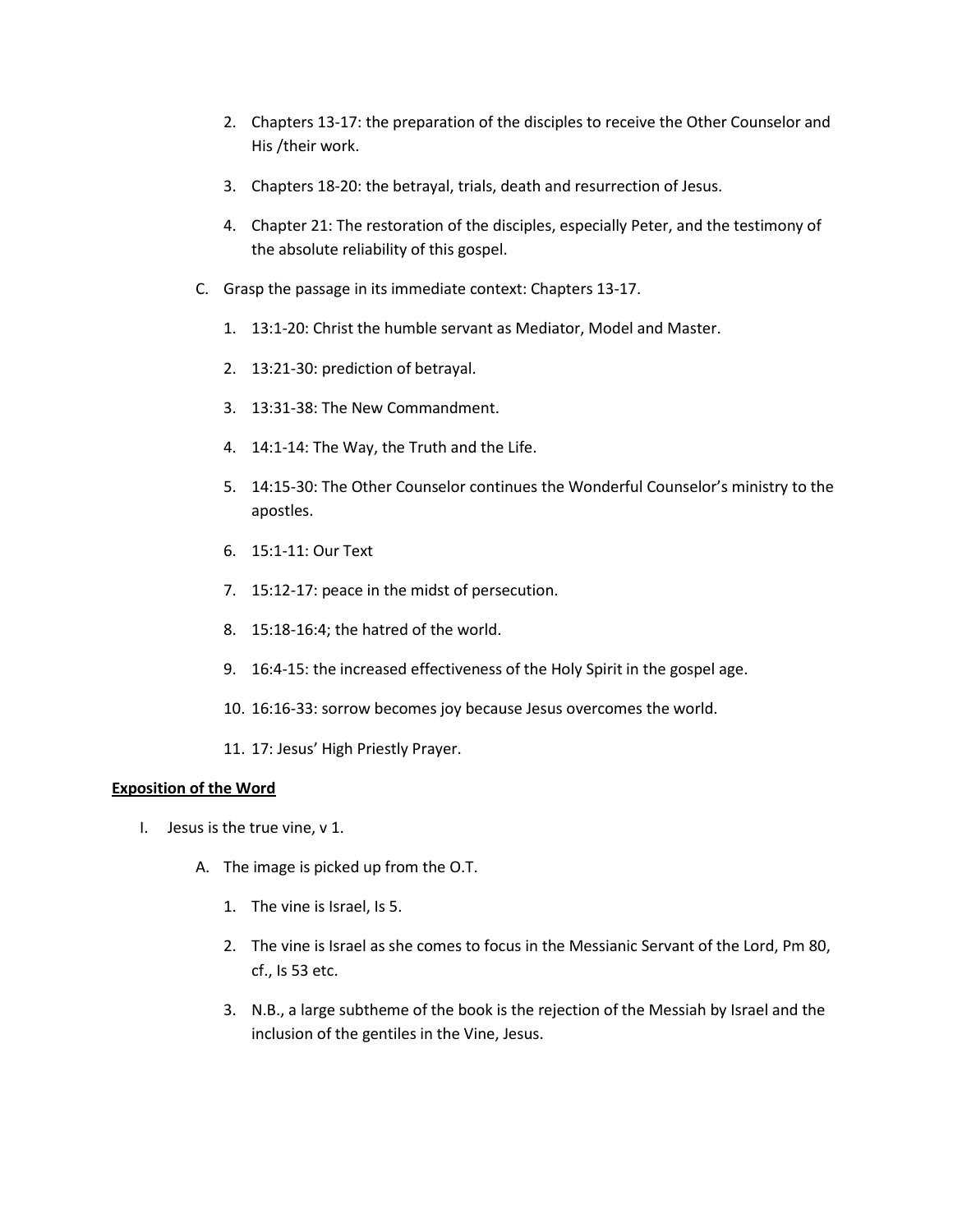2. Chapters 13-17: the preparation of the disciples to receive the Other Counselor and His /their work.

3. Chapters 18-20: the betrayal, trials, death and resurrection of Jesus.

4. Chapter 21: The restoration of the disciples, especially Peter, and the testimony of the absolute reliability of this gospel.

C. Grasp the passage in its immediate context: Chapters 13-17.

   1. 13:1-20: Christ the humble servant as Mediator, Model and Master.

   2. 13:21-30: prediction of betrayal.

   3. 13:31-38: The New Commandment.

   4. 14:1-14: The Way, the Truth and the Life.

   5. 14:15-30: The Other Counselor continues the Wonderful Counselor's ministry to the apostles.

   6. 15:1-11: Our Text

   7. 15:12-17: peace in the midst of persecution.

   8. 15:18-16:4; the hatred of the world.

   9. 16:4-15: the increased effectiveness of the Holy Spirit in the gospel age.

   10. 16:16-33: sorrow becomes joy because Jesus overcomes the world.

   11. 17: Jesus' High Priestly Prayer.

**<u>Exposition of the Word</u>**

I. Jesus is the true vine, v 1.

   A. The image is picked up from the O.T.

      1. The vine is Israel, Is 5.

      2. The vine is Israel as she comes to focus in the Messianic Servant of the Lord, Pm 80, cf., Is 53 etc.

      3. N.B., a large subtheme of the book is the rejection of the Messiah by Israel and the inclusion of the gentiles in the Vine, Jesus.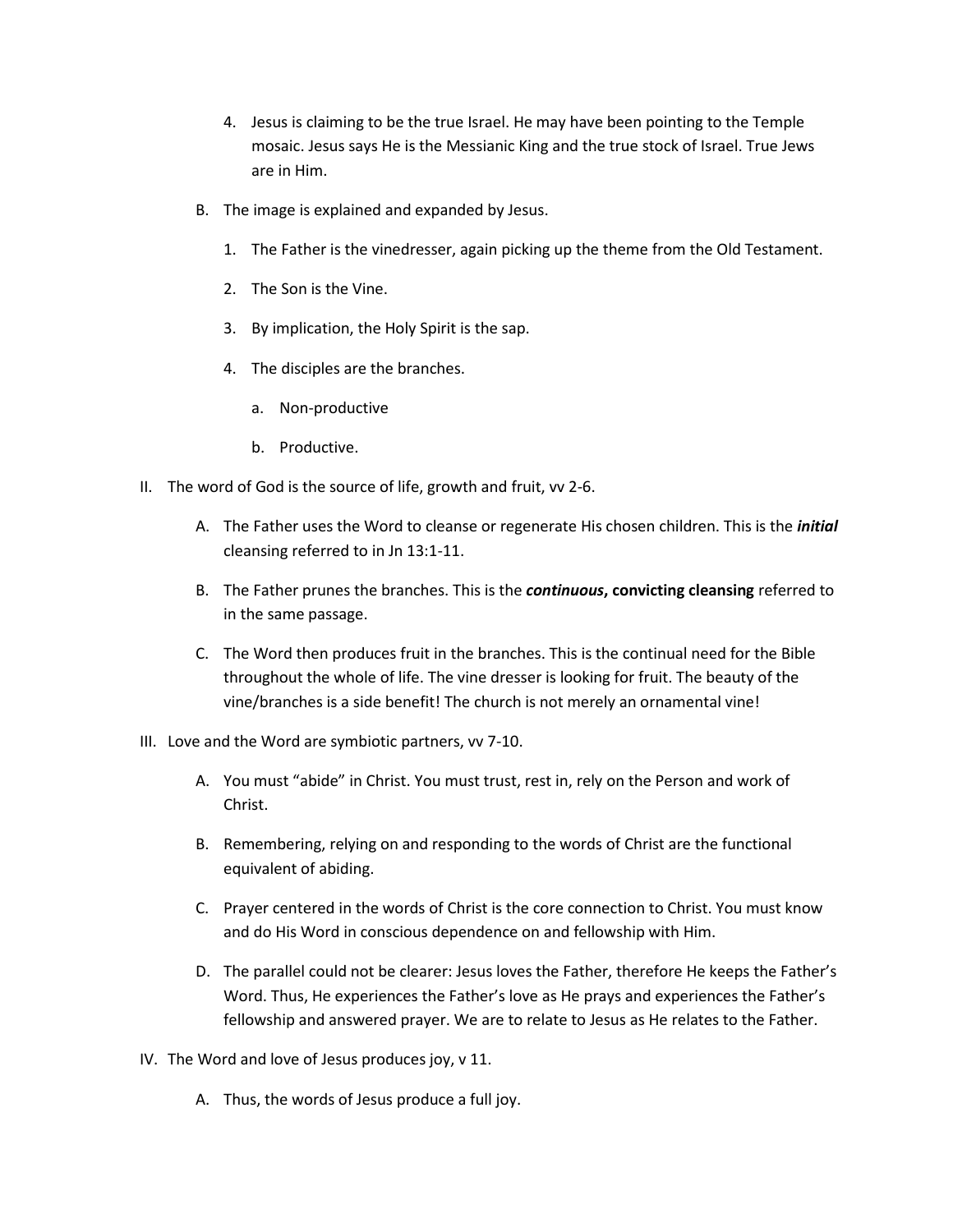4. Jesus is claiming to be the true Israel. He may have been pointing to the Temple mosaic. Jesus says He is the Messianic King and the true stock of Israel. True Jews are in Him.

B. The image is explained and expanded by Jesus.

1. The Father is the vinedresser, again picking up the theme from the Old Testament.

2. The Son is the Vine.

3. By implication, the Holy Spirit is the sap.

4. The disciples are the branches.

   a. Non-productive

   b. Productive.

II. The word of God is the source of life, growth and fruit, vv 2-6.

A. The Father uses the Word to cleanse or regenerate His chosen children. This is the ***initial*** cleansing referred to in Jn 13:1-11.

B. The Father prunes the branches. This is the ***continuous*, convicting cleansing** referred to in the same passage.

C. The Word then produces fruit in the branches. This is the continual need for the Bible throughout the whole of life. The vine dresser is looking for fruit. The beauty of the vine/branches is a side benefit! The church is not merely an ornamental vine!

III. Love and the Word are symbiotic partners, vv 7-10.

A. You must "abide" in Christ. You must trust, rest in, rely on the Person and work of Christ.

B. Remembering, relying on and responding to the words of Christ are the functional equivalent of abiding.

C. Prayer centered in the words of Christ is the core connection to Christ. You must know and do His Word in conscious dependence on and fellowship with Him.

D. The parallel could not be clearer: Jesus loves the Father, therefore He keeps the Father's Word. Thus, He experiences the Father's love as He prays and experiences the Father's fellowship and answered prayer. We are to relate to Jesus as He relates to the Father.

IV. The Word and love of Jesus produces joy, v 11.

A. Thus, the words of Jesus produce a full joy.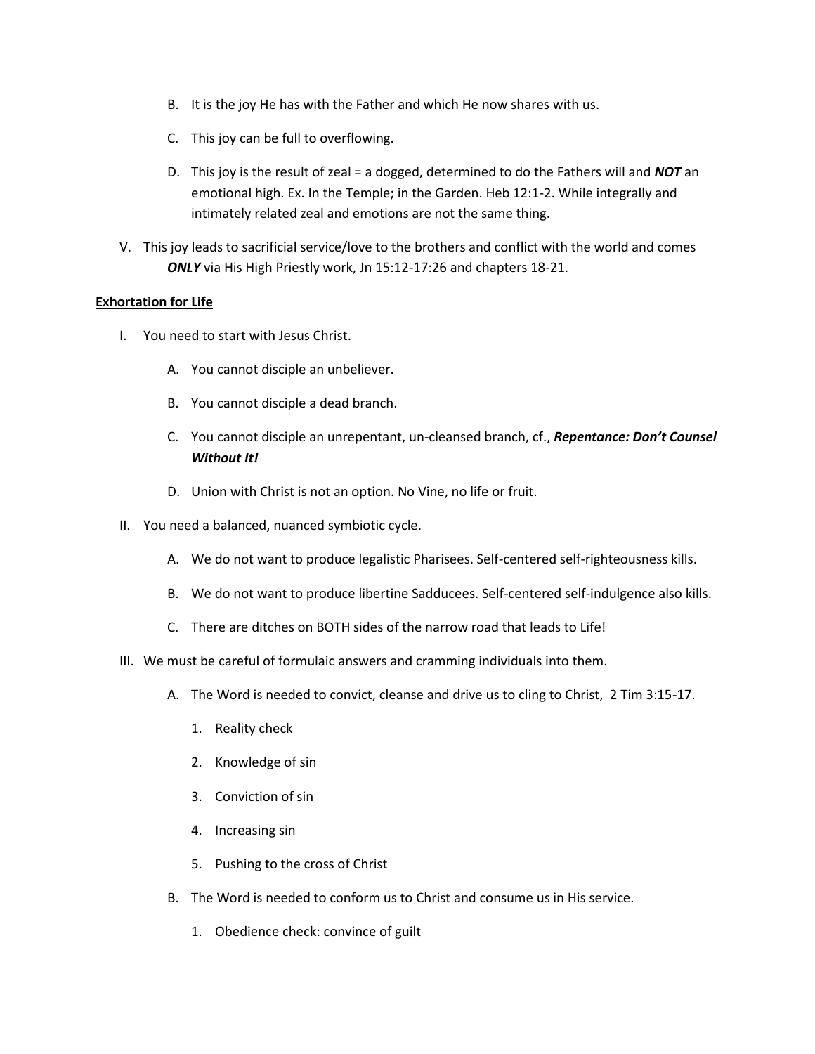B. It is the joy He has with the Father and which He now shares with us.

   C. This joy can be full to overflowing.

   D. This joy is the result of zeal = a dogged, determined to do the Fathers will and ***NOT*** an emotional high. Ex. In the Temple; in the Garden. Heb 12:1-2. While integrally and intimately related zeal and emotions are not the same thing.

V. This joy leads to sacrificial service/love to the brothers and conflict with the world and comes ***ONLY*** via His High Priestly work, Jn 15:12-17:26 and chapters 18-21.

**Exhortation for Life**

I. You need to start with Jesus Christ.

   A. You cannot disciple an unbeliever.

   B. You cannot disciple a dead branch.

   C. You cannot disciple an unrepentant, un-cleansed branch, cf., ***Repentance: Don't Counsel Without It!***

   D. Union with Christ is not an option. No Vine, no life or fruit.

II. You need a balanced, nuanced symbiotic cycle.

   A. We do not want to produce legalistic Pharisees. Self-centered self-righteousness kills.

   B. We do not want to produce libertine Sadducees. Self-centered self-indulgence also kills.

   C. There are ditches on BOTH sides of the narrow road that leads to Life!

III. We must be careful of formulaic answers and cramming individuals into them.

   A. The Word is needed to convict, cleanse and drive us to cling to Christ, 2 Tim 3:15-17.

      1. Reality check

      2. Knowledge of sin

      3. Conviction of sin

      4. Increasing sin

      5. Pushing to the cross of Christ

   B. The Word is needed to conform us to Christ and consume us in His service.

      1. Obedience check: convince of guilt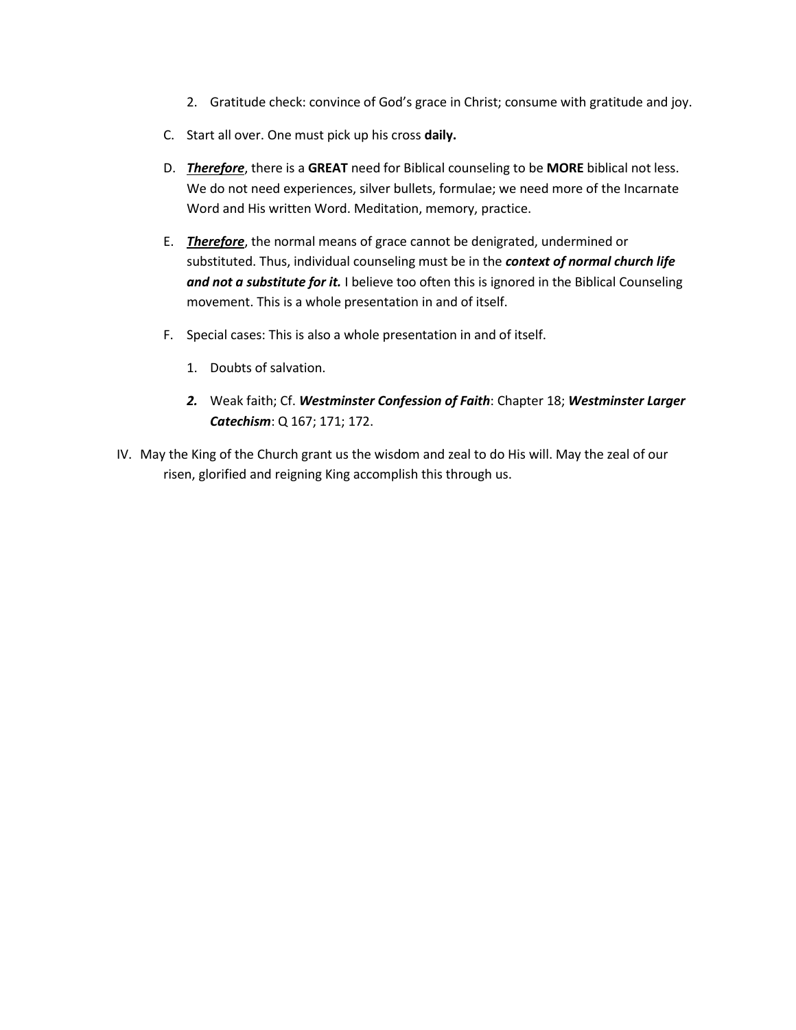2. Gratitude check: convince of God's grace in Christ; consume with gratitude and joy.

C. Start all over. One must pick up his cross **daily.**

D. ***Therefore***, there is a **GREAT** need for Biblical counseling to be **MORE** biblical not less. We do not need experiences, silver bullets, formulae; we need more of the Incarnate Word and His written Word. Meditation, memory, practice.

E. ***Therefore***, the normal means of grace cannot be denigrated, undermined or substituted. Thus, individual counseling must be in the ***context of normal church life and not a substitute for it.*** I believe too often this is ignored in the Biblical Counseling movement. This is a whole presentation in and of itself.

F. Special cases: This is also a whole presentation in and of itself.

1. Doubts of salvation.

***2.*** Weak faith; Cf. ***Westminster Confession of Faith***: Chapter 18; ***Westminster Larger Catechism***: Q 167; 171; 172.

IV. May the King of the Church grant us the wisdom and zeal to do His will. May the zeal of our risen, glorified and reigning King accomplish this through us.